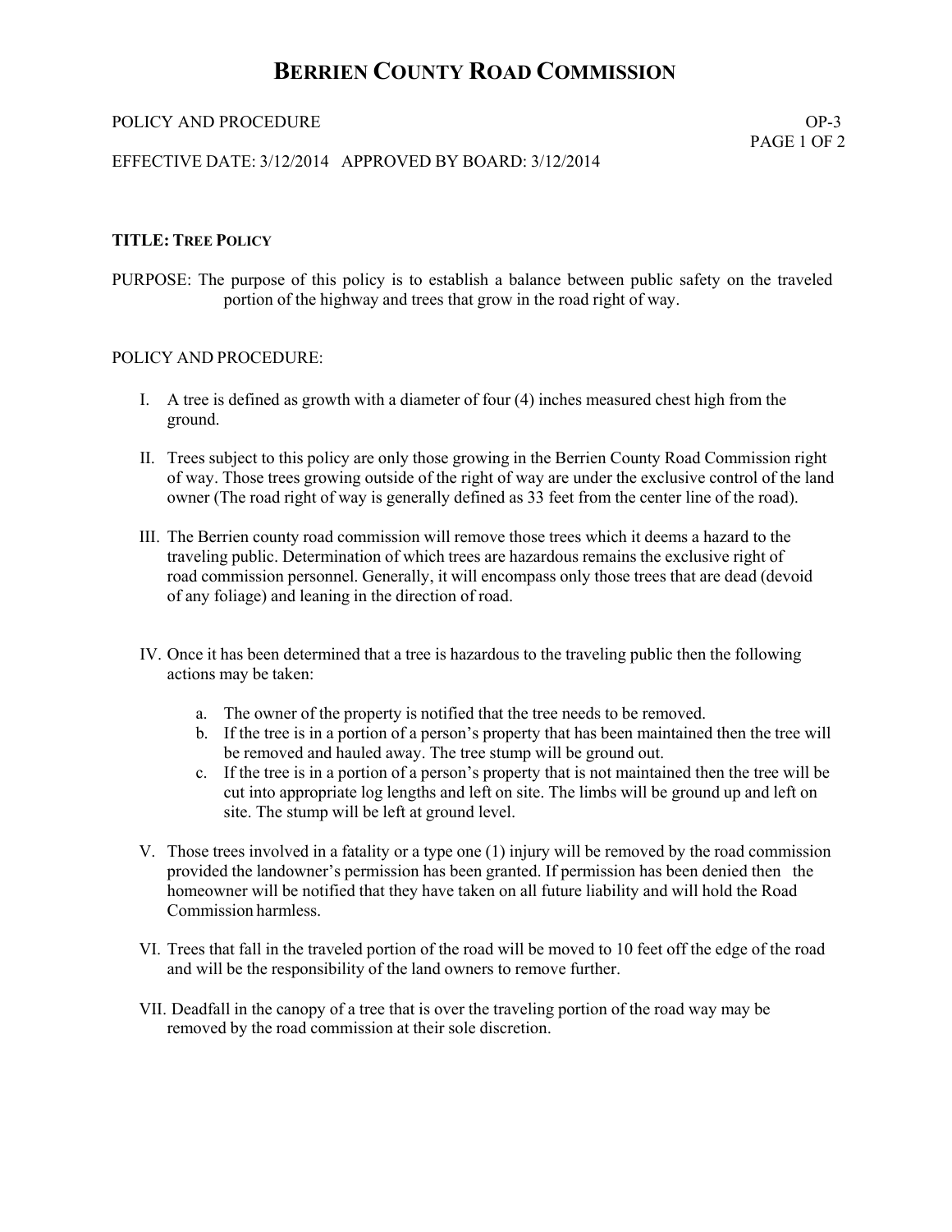# BERRIEN COUNTY ROAD COMMISSION

POLICY AND PROCEDURE OP-3

EFFECTIVE DATE: 3/12/2014 APPROVED BY BOARD: 3/12/2014

**TITLE: TREE POLICY**

PURPOSE: The purpose of this policy is to establish a balance between public safety on the traveled portion of the highway and trees that grow in the road right of way.

POLICY AND PROCEDURE:

I. A tree is defined as growth with a diameter of four (4) inches measured chest high from the ground.

II. Trees subject to this policy are only those growing in the Berrien County Road Commission right of way. Those trees growing outside of the right of way are under the exclusive control of the land owner (The road right of way is generally defined as 33 feet from the center line of the road).

III. The Berrien county road commission will remove those trees which it deems a hazard to the traveling public. Determination of which trees are hazardous remains the exclusive right of road commission personnel. Generally, it will encompass only those trees that are dead (devoid of any foliage) and leaning in the direction of road.

IV. Once it has been determined that a tree is hazardous to the traveling public then the following actions may be taken:

   a. The owner of the property is notified that the tree needs to be removed.
   b. If the tree is in a portion of a person's property that has been maintained then the tree will be removed and hauled away. The tree stump will be ground out.
   c. If the tree is in a portion of a person's property that is not maintained then the tree will be cut into appropriate log lengths and left on site. The limbs will be ground up and left on site. The stump will be left at ground level.

V. Those trees involved in a fatality or a type one (1) injury will be removed by the road commission provided the landowner's permission has been granted. If permission has been denied then the homeowner will be notified that they have taken on all future liability and will hold the Road Commission harmless.

VI. Trees that fall in the traveled portion of the road will be moved to 10 feet off the edge of the road and will be the responsibility of the land owners to remove further.

VII. Deadfall in the canopy of a tree that is over the traveling portion of the road way may be removed by the road commission at their sole discretion.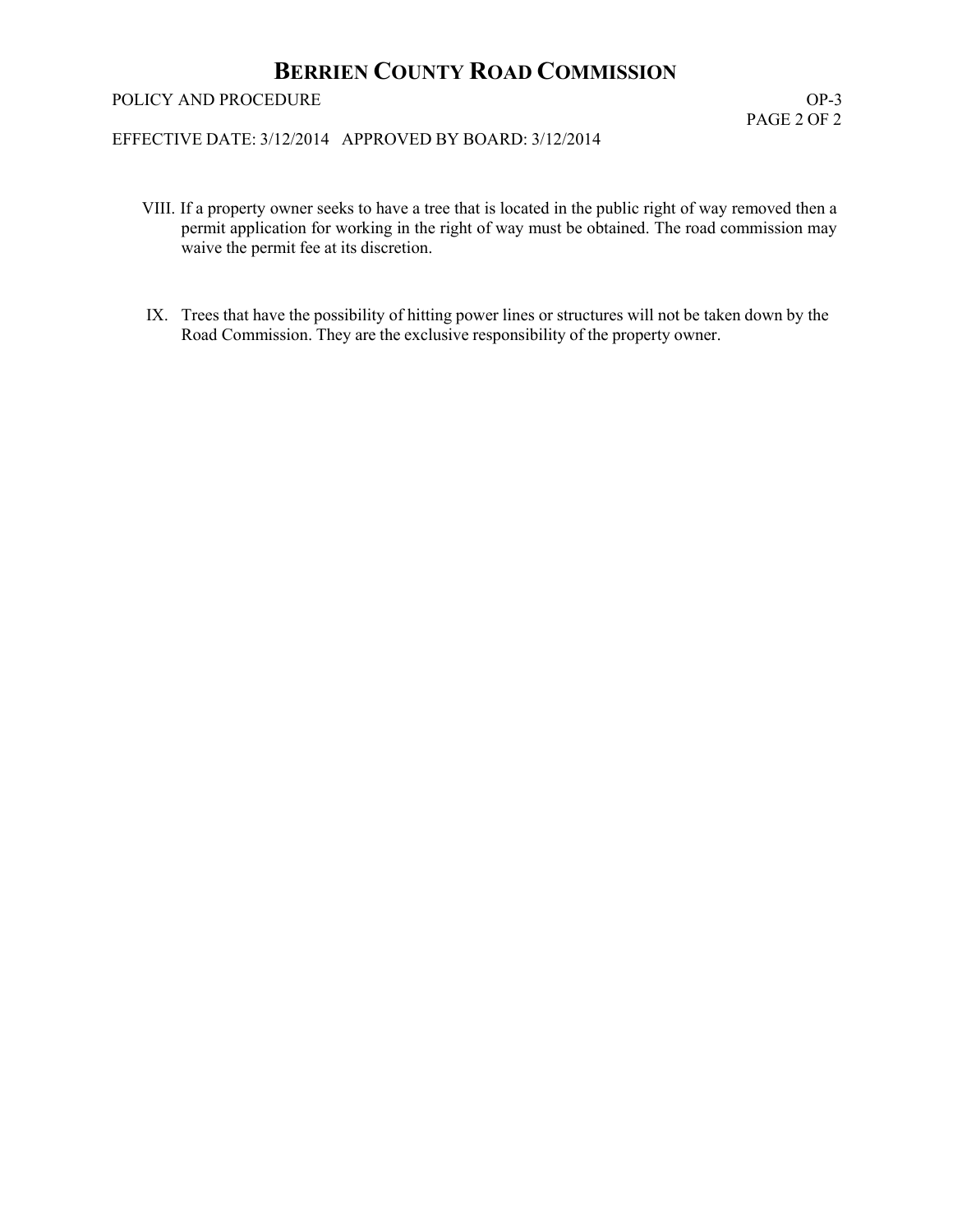VIII. If a property owner seeks to have a tree that is located in the public right of way removed then a permit application for working in the right of way must be obtained. The road commission may waive the permit fee at its discretion.

IX. Trees that have the possibility of hitting power lines or structures will not be taken down by the Road Commission. They are the exclusive responsibility of the property owner.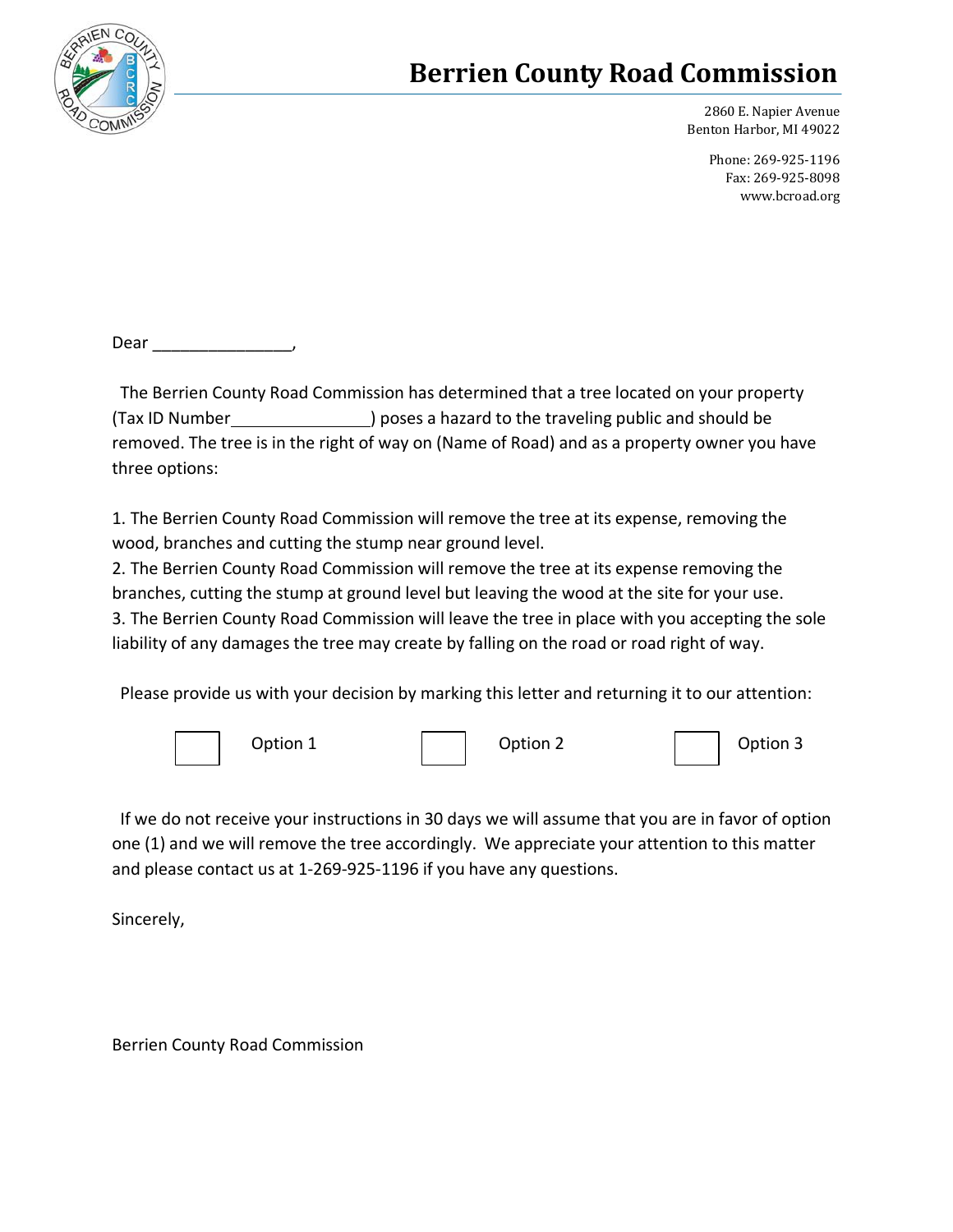# Berrien County Road Commission

2860 E. Napier Avenue
Benton Harbor, MI 49022

Phone: 269-925-1196
Fax: 269-925-8098
www.bcroad.org

Dear _______________,

The Berrien County Road Commission has determined that a tree located on your property (Tax ID Number_______________) poses a hazard to the traveling public and should be removed. The tree is in the right of way on (Name of Road) and as a property owner you have three options:

1. The Berrien County Road Commission will remove the tree at its expense, removing the wood, branches and cutting the stump near ground level.
2. The Berrien County Road Commission will remove the tree at its expense removing the branches, cutting the stump at ground level but leaving the wood at the site for your use.
3. The Berrien County Road Commission will leave the tree in place with you accepting the sole liability of any damages the tree may create by falling on the road or road right of way.

Please provide us with your decision by marking this letter and returning it to our attention:

☐ Option 1 ☐ Option 2 ☐ Option 3

If we do not receive your instructions in 30 days we will assume that you are in favor of option one (1) and we will remove the tree accordingly. We appreciate your attention to this matter and please contact us at 1-269-925-1196 if you have any questions.

Sincerely,

Berrien County Road Commission